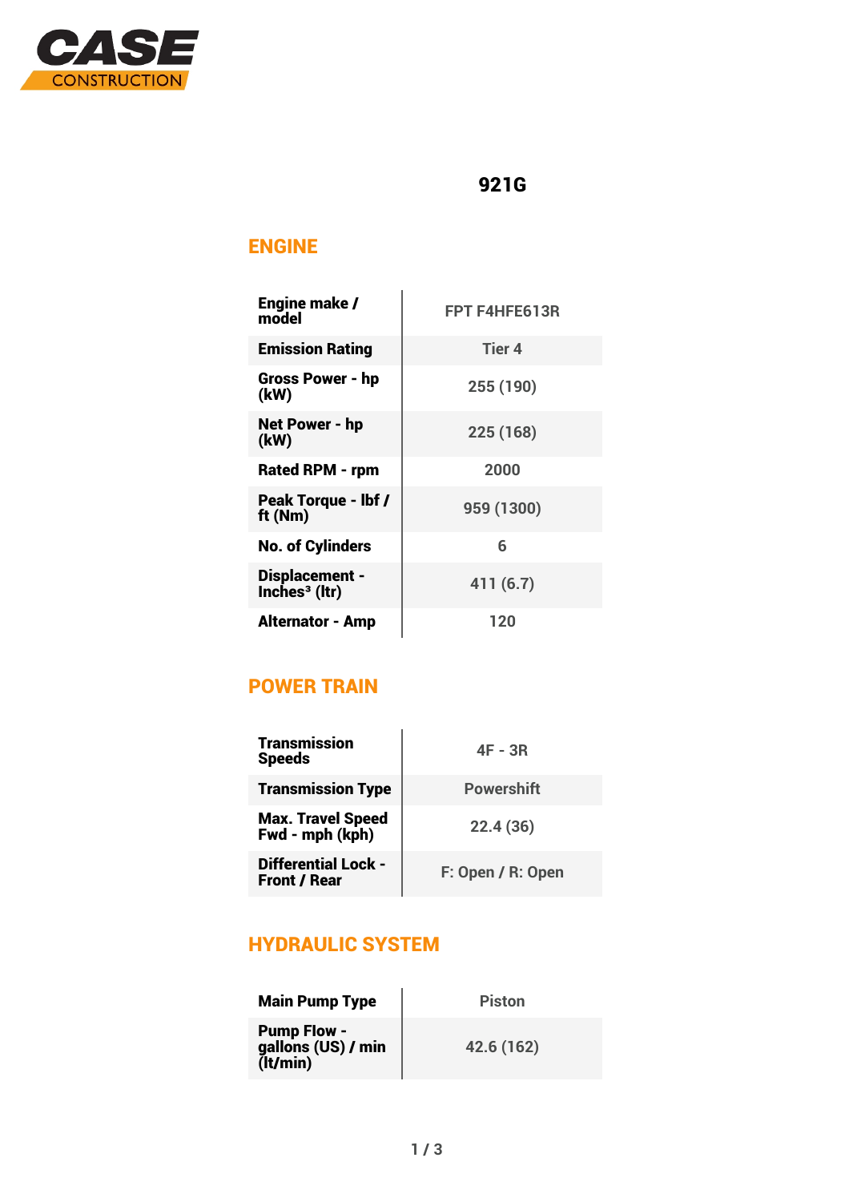CASE CONSTRUCTION

# 921G

## ENGINE

| | |
|---|---|
| **Engine make / model** | FPT F4HFE613R |
| **Emission Rating** | Tier 4 |
| **Gross Power - hp (kW)** | 255 (190) |
| **Net Power - hp (kW)** | 225 (168) |
| **Rated RPM - rpm** | 2000 |
| **Peak Torque - lbf / ft (Nm)** | 959 (1300) |
| **No. of Cylinders** | 6 |
| **Displacement - Inches³ (ltr)** | 411 (6.7) |
| **Alternator - Amp** | 120 |

## POWER TRAIN

| | |
|---|---|
| **Transmission Speeds** | 4F - 3R |
| **Transmission Type** | Powershift |
| **Max. Travel Speed Fwd - mph (kph)** | 22.4 (36) |
| **Differential Lock - Front / Rear** | F: Open / R: Open |

## HYDRAULIC SYSTEM

| | |
|---|---|
| **Main Pump Type** | Piston |
| **Pump Flow - gallons (US) / min (lt/min)** | 42.6 (162) |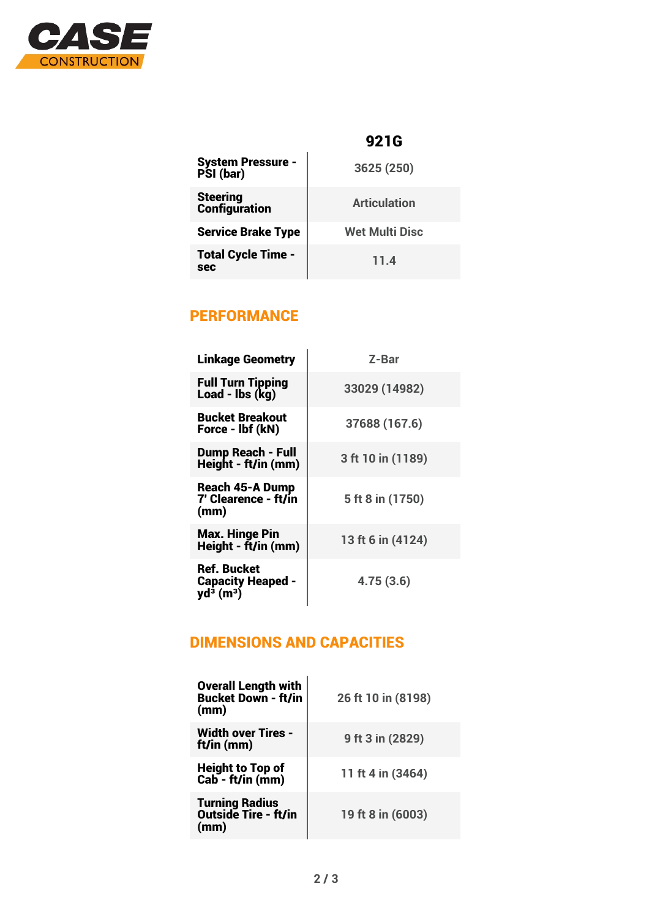| | 921G |
|---|---|
| System Pressure - PSI (bar) | 3625 (250) |
| Steering Configuration | Articulation |
| Service Brake Type | Wet Multi Disc |
| Total Cycle Time - sec | 11.4 |

## PERFORMANCE

| | |
|---|---|
| Linkage Geometry | Z-Bar |
| Full Turn Tipping Load - lbs (kg) | 33029 (14982) |
| Bucket Breakout Force - lbf (kN) | 37688 (167.6) |
| Dump Reach - Full Height - ft/in (mm) | 3 ft 10 in (1189) |
| Reach 45-A Dump 7' Clearence - ft/in (mm) | 5 ft 8 in (1750) |
| Max. Hinge Pin Height - ft/in (mm) | 13 ft 6 in (4124) |
| Ref. Bucket Capacity Heaped - $yd^3$ ($m^3$) | 4.75 (3.6) |

## DIMENSIONS AND CAPACITIES

| | |
|---|---|
| Overall Length with Bucket Down - ft/in (mm) | 26 ft 10 in (8198) |
| Width over Tires - ft/in (mm) | 9 ft 3 in (2829) |
| Height to Top of Cab - ft/in (mm) | 11 ft 4 in (3464) |
| Turning Radius Outside Tire - ft/in (mm) | 19 ft 8 in (6003) |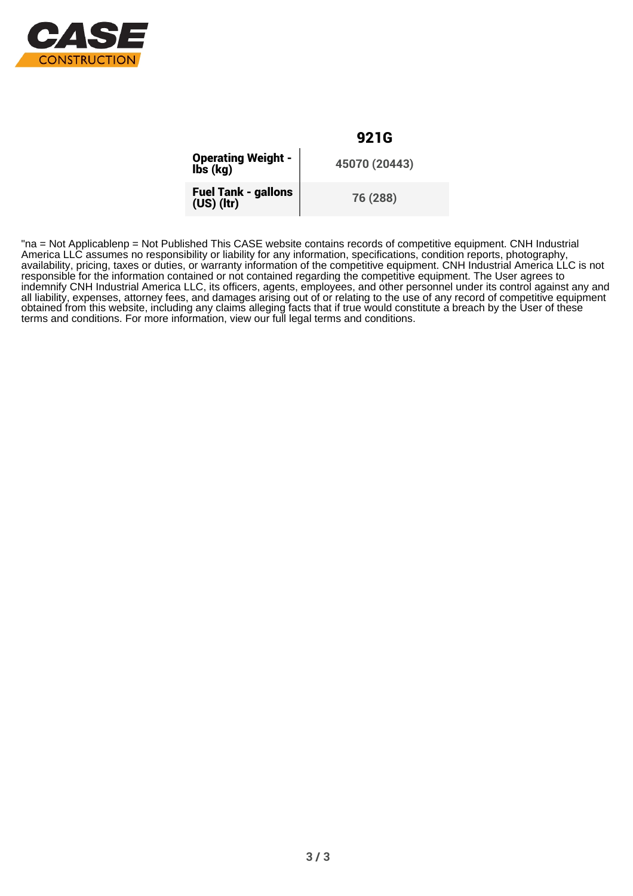| | 921G |
|---|---|
| **Operating Weight - lbs (kg)** | 45070 (20443) |
| **Fuel Tank - gallons (US) (ltr)** | 76 (288) |

"na = Not Applicablenp = Not Published This CASE website contains records of competitive equipment. CNH Industrial America LLC assumes no responsibility or liability for any information, specifications, condition reports, photography, availability, pricing, taxes or duties, or warranty information of the competitive equipment. CNH Industrial America LLC is not responsible for the information contained or not contained regarding the competitive equipment. The User agrees to indemnify CNH Industrial America LLC, its officers, agents, employees, and other personnel under its control against any and all liability, expenses, attorney fees, and damages arising out of or relating to the use of any record of competitive equipment obtained from this website, including any claims alleging facts that if true would constitute a breach by the User of these terms and conditions. For more information, view our full legal terms and conditions.